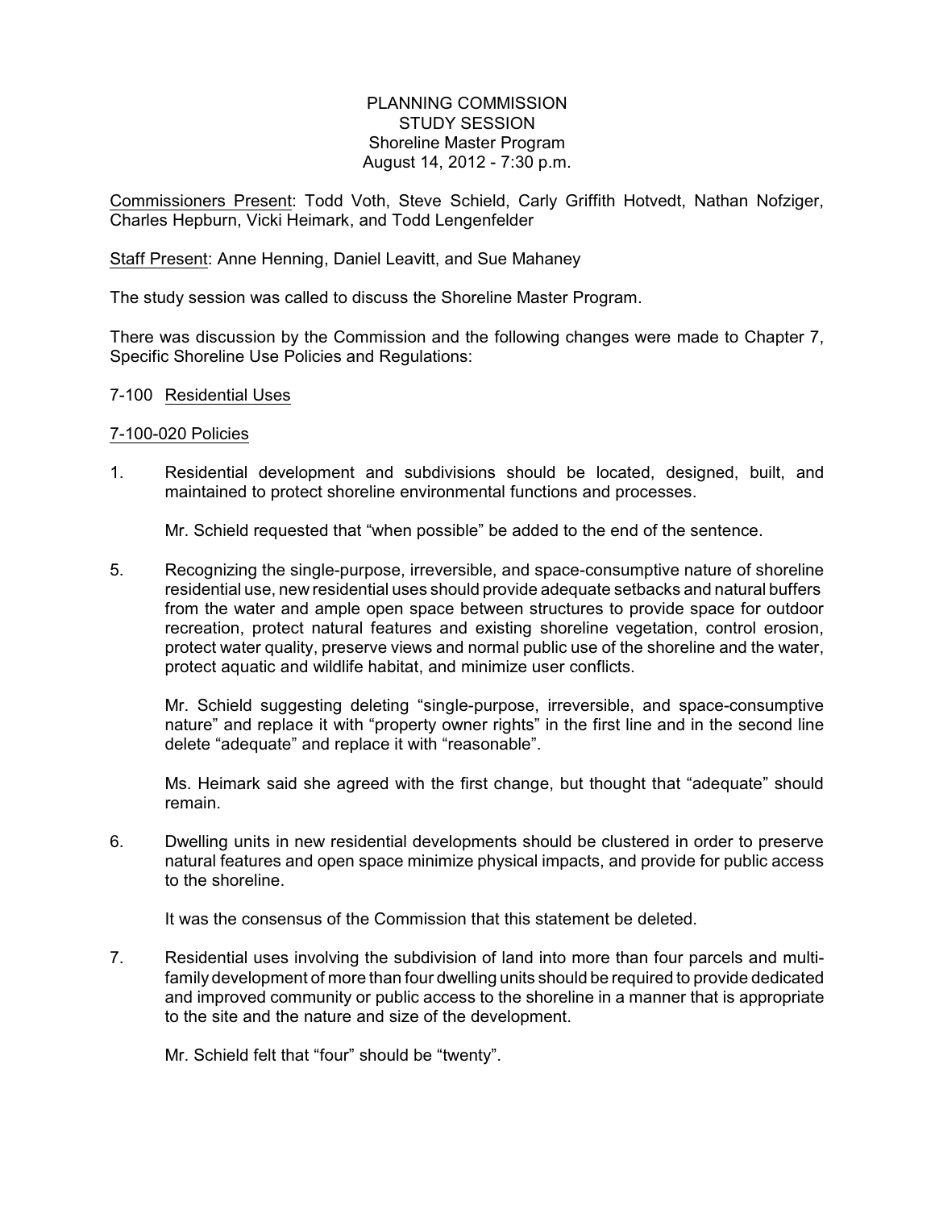PLANNING COMMISSION
STUDY SESSION
Shoreline Master Program
August 14, 2012 - 7:30 p.m.

Commissioners Present: Todd Voth, Steve Schield, Carly Griffith Hotvedt, Nathan Nofziger, Charles Hepburn, Vicki Heimark, and Todd Lengenfelder

Staff Present: Anne Henning, Daniel Leavitt, and Sue Mahaney

The study session was called to discuss the Shoreline Master Program.

There was discussion by the Commission and the following changes were made to Chapter 7, Specific Shoreline Use Policies and Regulations:

7-100 Residential Uses

7-100-020 Policies

1. Residential development and subdivisions should be located, designed, built, and maintained to protect shoreline environmental functions and processes.

   Mr. Schield requested that "when possible" be added to the end of the sentence.

5. Recognizing the single-purpose, irreversible, and space-consumptive nature of shoreline residential use, new residential uses should provide adequate setbacks and natural buffers from the water and ample open space between structures to provide space for outdoor recreation, protect natural features and existing shoreline vegetation, control erosion, protect water quality, preserve views and normal public use of the shoreline and the water, protect aquatic and wildlife habitat, and minimize user conflicts.

   Mr. Schield suggesting deleting "single-purpose, irreversible, and space-consumptive nature" and replace it with "property owner rights" in the first line and in the second line delete "adequate" and replace it with "reasonable".

   Ms. Heimark said she agreed with the first change, but thought that "adequate" should remain.

6. Dwelling units in new residential developments should be clustered in order to preserve natural features and open space minimize physical impacts, and provide for public access to the shoreline.

   It was the consensus of the Commission that this statement be deleted.

7. Residential uses involving the subdivision of land into more than four parcels and multi-family development of more than four dwelling units should be required to provide dedicated and improved community or public access to the shoreline in a manner that is appropriate to the site and the nature and size of the development.

   Mr. Schield felt that "four" should be "twenty".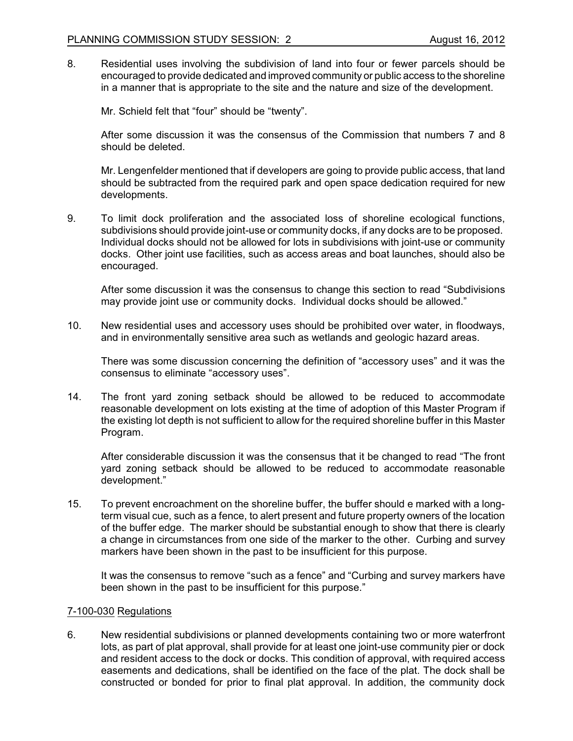8. Residential uses involving the subdivision of land into four or fewer parcels should be encouraged to provide dedicated and improved community or public access to the shoreline in a manner that is appropriate to the site and the nature and size of the development.

   Mr. Schield felt that "four" should be "twenty".

   After some discussion it was the consensus of the Commission that numbers 7 and 8 should be deleted.

   Mr. Lengenfelder mentioned that if developers are going to provide public access, that land should be subtracted from the required park and open space dedication required for new developments.

9. To limit dock proliferation and the associated loss of shoreline ecological functions, subdivisions should provide joint-use or community docks, if any docks are to be proposed. Individual docks should not be allowed for lots in subdivisions with joint-use or community docks. Other joint use facilities, such as access areas and boat launches, should also be encouraged.

   After some discussion it was the consensus to change this section to read "Subdivisions may provide joint use or community docks. Individual docks should be allowed."

10. New residential uses and accessory uses should be prohibited over water, in floodways, and in environmentally sensitive area such as wetlands and geologic hazard areas.

    There was some discussion concerning the definition of "accessory uses" and it was the consensus to eliminate "accessory uses".

14. The front yard zoning setback should be allowed to be reduced to accommodate reasonable development on lots existing at the time of adoption of this Master Program if the existing lot depth is not sufficient to allow for the required shoreline buffer in this Master Program.

    After considerable discussion it was the consensus that it be changed to read "The front yard zoning setback should be allowed to be reduced to accommodate reasonable development."

15. To prevent encroachment on the shoreline buffer, the buffer should e marked with a long-term visual cue, such as a fence, to alert present and future property owners of the location of the buffer edge. The marker should be substantial enough to show that there is clearly a change in circumstances from one side of the marker to the other. Curbing and survey markers have been shown in the past to be insufficient for this purpose.

    It was the consensus to remove "such as a fence" and "Curbing and survey markers have been shown in the past to be insufficient for this purpose."

<u>7-100-030</u> <u>Regulations</u>

6. New residential subdivisions or planned developments containing two or more waterfront lots, as part of plat approval, shall provide for at least one joint-use community pier or dock and resident access to the dock or docks. This condition of approval, with required access easements and dedications, shall be identified on the face of the plat. The dock shall be constructed or bonded for prior to final plat approval. In addition, the community dock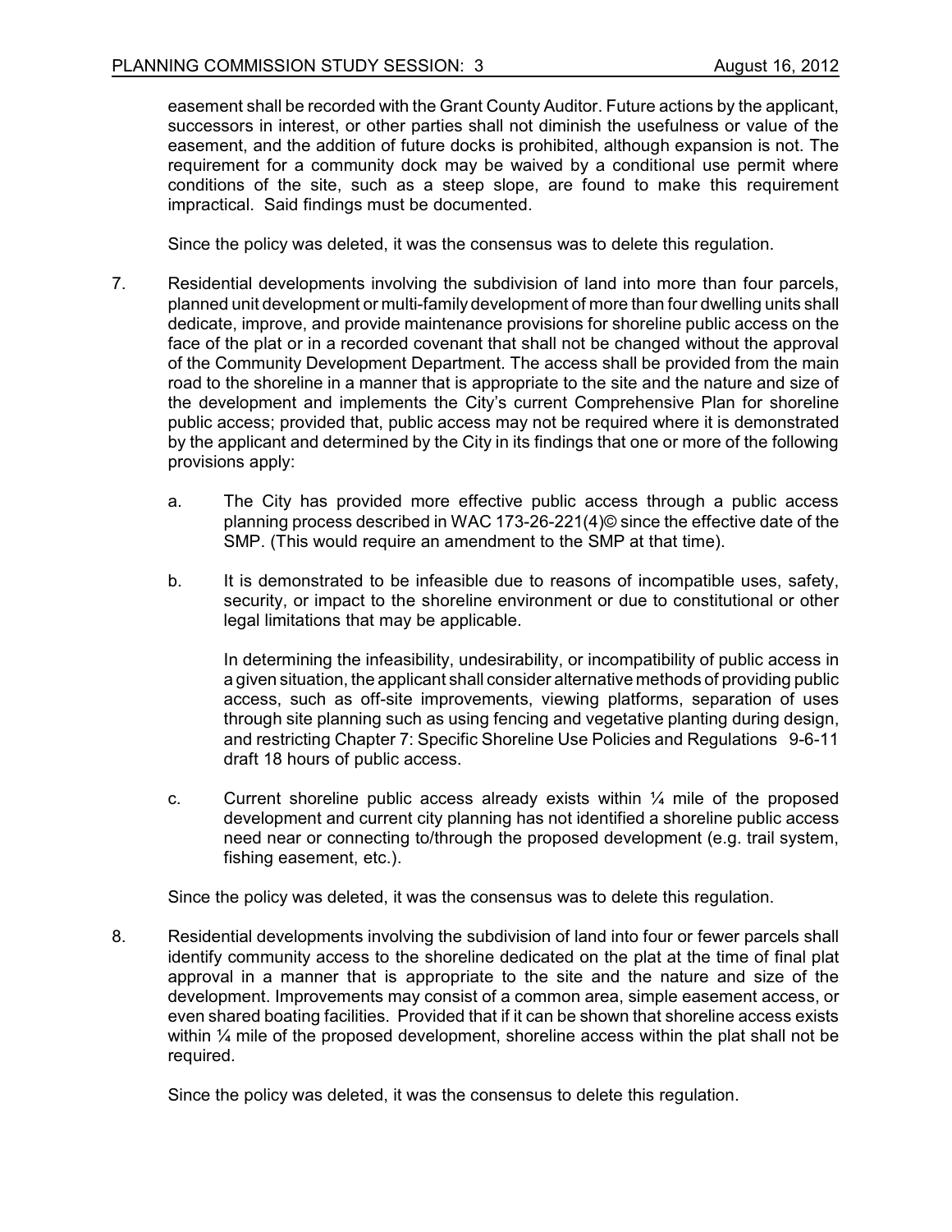easement shall be recorded with the Grant County Auditor. Future actions by the applicant, successors in interest, or other parties shall not diminish the usefulness or value of the easement, and the addition of future docks is prohibited, although expansion is not. The requirement for a community dock may be waived by a conditional use permit where conditions of the site, such as a steep slope, are found to make this requirement impractical. Said findings must be documented.

Since the policy was deleted, it was the consensus was to delete this regulation.

7. Residential developments involving the subdivision of land into more than four parcels, planned unit development or multi-family development of more than four dwelling units shall dedicate, improve, and provide maintenance provisions for shoreline public access on the face of the plat or in a recorded covenant that shall not be changed without the approval of the Community Development Department. The access shall be provided from the main road to the shoreline in a manner that is appropriate to the site and the nature and size of the development and implements the City's current Comprehensive Plan for shoreline public access; provided that, public access may not be required where it is demonstrated by the applicant and determined by the City in its findings that one or more of the following provisions apply:

   a. The City has provided more effective public access through a public access planning process described in WAC 173-26-221(4)© since the effective date of the SMP. (This would require an amendment to the SMP at that time).

   b. It is demonstrated to be infeasible due to reasons of incompatible uses, safety, security, or impact to the shoreline environment or due to constitutional or other legal limitations that may be applicable.

      In determining the infeasibility, undesirability, or incompatibility of public access in a given situation, the applicant shall consider alternative methods of providing public access, such as off-site improvements, viewing platforms, separation of uses through site planning such as using fencing and vegetative planting during design, and restricting Chapter 7: Specific Shoreline Use Policies and Regulations 9-6-11 draft 18 hours of public access.

   c. Current shoreline public access already exists within ¼ mile of the proposed development and current city planning has not identified a shoreline public access need near or connecting to/through the proposed development (e.g. trail system, fishing easement, etc.).

   Since the policy was deleted, it was the consensus was to delete this regulation.

8. Residential developments involving the subdivision of land into four or fewer parcels shall identify community access to the shoreline dedicated on the plat at the time of final plat approval in a manner that is appropriate to the site and the nature and size of the development. Improvements may consist of a common area, simple easement access, or even shared boating facilities. Provided that if it can be shown that shoreline access exists within ¼ mile of the proposed development, shoreline access within the plat shall not be required.

   Since the policy was deleted, it was the consensus to delete this regulation.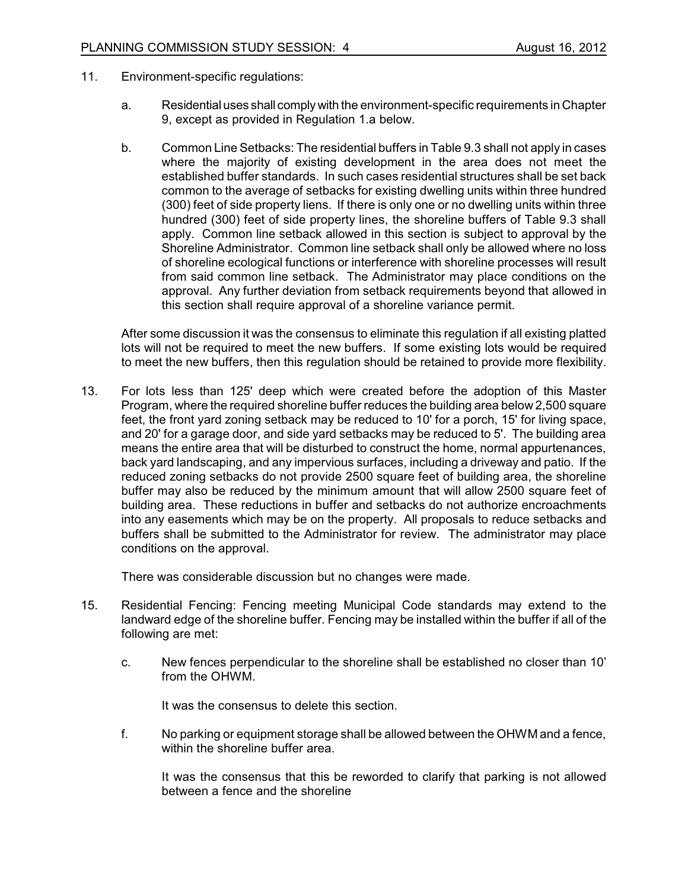11. Environment-specific regulations:

    a. Residential uses shall comply with the environment-specific requirements in Chapter 9, except as provided in Regulation 1.a below.

    b. Common Line Setbacks: The residential buffers in Table 9.3 shall not apply in cases where the majority of existing development in the area does not meet the established buffer standards. In such cases residential structures shall be set back common to the average of setbacks for existing dwelling units within three hundred (300) feet of side property liens. If there is only one or no dwelling units within three hundred (300) feet of side property lines, the shoreline buffers of Table 9.3 shall apply. Common line setback allowed in this section is subject to approval by the Shoreline Administrator. Common line setback shall only be allowed where no loss of shoreline ecological functions or interference with shoreline processes will result from said common line setback. The Administrator may place conditions on the approval. Any further deviation from setback requirements beyond that allowed in this section shall require approval of a shoreline variance permit.

    After some discussion it was the consensus to eliminate this regulation if all existing platted lots will not be required to meet the new buffers. If some existing lots would be required to meet the new buffers, then this regulation should be retained to provide more flexibility.

13. For lots less than 125' deep which were created before the adoption of this Master Program, where the required shoreline buffer reduces the building area below 2,500 square feet, the front yard zoning setback may be reduced to 10' for a porch, 15' for living space, and 20' for a garage door, and side yard setbacks may be reduced to 5'. The building area means the entire area that will be disturbed to construct the home, normal appurtenances, back yard landscaping, and any impervious surfaces, including a driveway and patio. If the reduced zoning setbacks do not provide 2500 square feet of building area, the shoreline buffer may also be reduced by the minimum amount that will allow 2500 square feet of building area. These reductions in buffer and setbacks do not authorize encroachments into any easements which may be on the property. All proposals to reduce setbacks and buffers shall be submitted to the Administrator for review. The administrator may place conditions on the approval.

    There was considerable discussion but no changes were made.

15. Residential Fencing: Fencing meeting Municipal Code standards may extend to the landward edge of the shoreline buffer. Fencing may be installed within the buffer if all of the following are met:

    c. New fences perpendicular to the shoreline shall be established no closer than 10' from the OHWM.

       It was the consensus to delete this section.

    f. No parking or equipment storage shall be allowed between the OHWM and a fence, within the shoreline buffer area.

       It was the consensus that this be reworded to clarify that parking is not allowed between a fence and the shoreline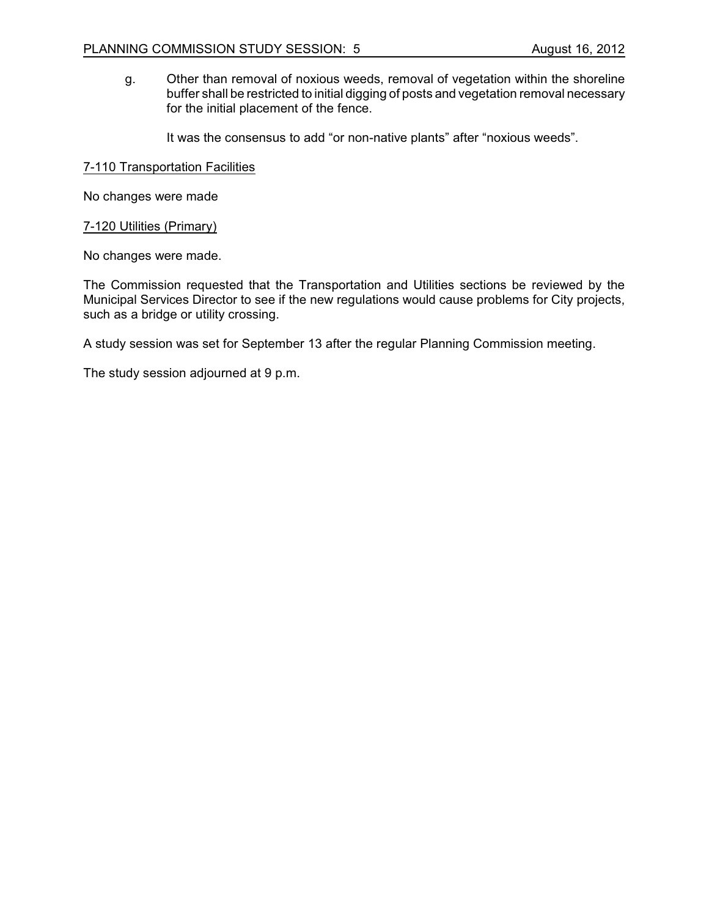g. Other than removal of noxious weeds, removal of vegetation within the shoreline buffer shall be restricted to initial digging of posts and vegetation removal necessary for the initial placement of the fence.

   It was the consensus to add “or non-native plants” after “noxious weeds”.

<u>7-110 Transportation Facilities</u>

No changes were made

<u>7-120 Utilities (Primary)</u>

No changes were made.

The Commission requested that the Transportation and Utilities sections be reviewed by the Municipal Services Director to see if the new regulations would cause problems for City projects, such as a bridge or utility crossing.

A study session was set for September 13 after the regular Planning Commission meeting.

The study session adjourned at 9 p.m.